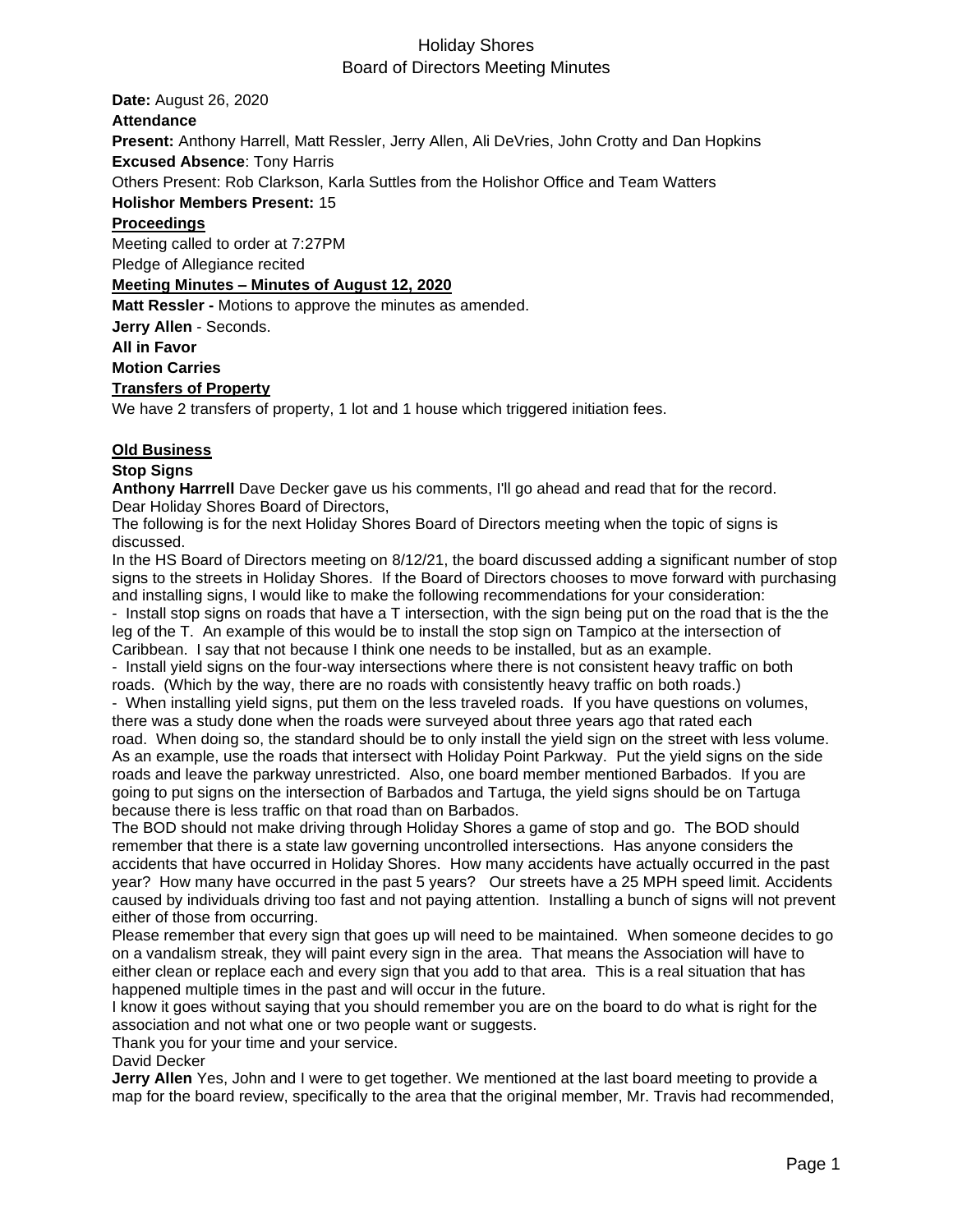# Holiday Shores
## Board of Directors Meeting Minutes

**Date:** August 26, 2020

**Attendance**

**Present:** Anthony Harrell, Matt Ressler, Jerry Allen, Ali DeVries, John Crotty and Dan Hopkins

**Excused Absence**: Tony Harris

Others Present: Rob Clarkson, Karla Suttles from the Holishor Office and Team Watters

**Holishor Members Present:** 15

**Proceedings**

Meeting called to order at 7:27PM

Pledge of Allegiance recited

**Meeting Minutes – Minutes of August 12, 2020**

**Matt Ressler -** Motions to approve the minutes as amended.

**Jerry Allen** - Seconds.

**All in Favor**

**Motion Carries**

**Transfers of Property**

We have 2 transfers of property, 1 lot and 1 house which triggered initiation fees.

**Old Business**

**Stop Signs**

**Anthony Harrrell** Dave Decker gave us his comments, I'll go ahead and read that for the record.

Dear Holiday Shores Board of Directors,

The following is for the next Holiday Shores Board of Directors meeting when the topic of signs is discussed.

In the HS Board of Directors meeting on 8/12/21, the board discussed adding a significant number of stop signs to the streets in Holiday Shores. If the Board of Directors chooses to move forward with purchasing and installing signs, I would like to make the following recommendations for your consideration:

- Install stop signs on roads that have a T intersection, with the sign being put on the road that is the the leg of the T. An example of this would be to install the stop sign on Tampico at the intersection of Caribbean. I say that not because I think one needs to be installed, but as an example.
- Install yield signs on the four-way intersections where there is not consistent heavy traffic on both roads. (Which by the way, there are no roads with consistently heavy traffic on both roads.)
- When installing yield signs, put them on the less traveled roads. If you have questions on volumes, there was a study done when the roads were surveyed about three years ago that rated each road. When doing so, the standard should be to only install the yield sign on the street with less volume. As an example, use the roads that intersect with Holiday Point Parkway. Put the yield signs on the side roads and leave the parkway unrestricted. Also, one board member mentioned Barbados. If you are going to put signs on the intersection of Barbados and Tartuga, the yield signs should be on Tartuga because there is less traffic on that road than on Barbados.

The BOD should not make driving through Holiday Shores a game of stop and go. The BOD should remember that there is a state law governing uncontrolled intersections. Has anyone considers the accidents that have occurred in Holiday Shores. How many accidents have actually occurred in the past year? How many have occurred in the past 5 years? Our streets have a 25 MPH speed limit. Accidents caused by individuals driving too fast and not paying attention. Installing a bunch of signs will not prevent either of those from occurring.

Please remember that every sign that goes up will need to be maintained. When someone decides to go on a vandalism streak, they will paint every sign in the area. That means the Association will have to either clean or replace each and every sign that you add to that area. This is a real situation that has happened multiple times in the past and will occur in the future.

I know it goes without saying that you should remember you are on the board to do what is right for the association and not what one or two people want or suggests.

Thank you for your time and your service.

David Decker

**Jerry Allen** Yes, John and I were to get together. We mentioned at the last board meeting to provide a map for the board review, specifically to the area that the original member, Mr. Travis had recommended,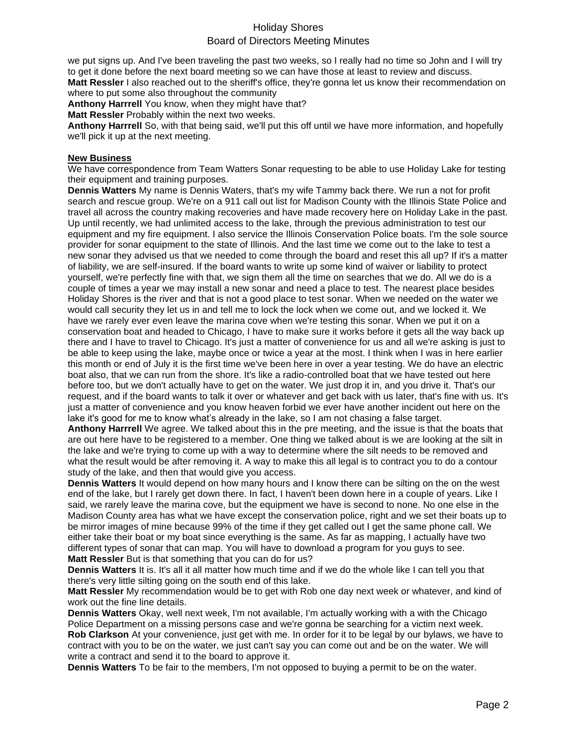we put signs up. And I've been traveling the past two weeks, so I really had no time so John and I will try to get it done before the next board meeting so we can have those at least to review and discuss.

**Matt Ressler** I also reached out to the sheriff's office, they're gonna let us know their recommendation on where to put some also throughout the community

**Anthony Harrrell** You know, when they might have that?

**Matt Ressler** Probably within the next two weeks.

**Anthony Harrrell** So, with that being said, we'll put this off until we have more information, and hopefully we'll pick it up at the next meeting.

## New Business

We have correspondence from Team Watters Sonar requesting to be able to use Holiday Lake for testing their equipment and training purposes.

**Dennis Watters** My name is Dennis Waters, that's my wife Tammy back there. We run a not for profit search and rescue group. We're on a 911 call out list for Madison County with the Illinois State Police and travel all across the country making recoveries and have made recovery here on Holiday Lake in the past. Up until recently, we had unlimited access to the lake, through the previous administration to test our equipment and my fire equipment. I also service the Illinois Conservation Police boats. I'm the sole source provider for sonar equipment to the state of Illinois. And the last time we come out to the lake to test a new sonar they advised us that we needed to come through the board and reset this all up? If it's a matter of liability, we are self-insured. If the board wants to write up some kind of waiver or liability to protect yourself, we're perfectly fine with that, we sign them all the time on searches that we do. All we do is a couple of times a year we may install a new sonar and need a place to test. The nearest place besides Holiday Shores is the river and that is not a good place to test sonar. When we needed on the water we would call security they let us in and tell me to lock the lock when we come out, and we locked it. We have we rarely ever even leave the marina cove when we're testing this sonar. When we put it on a conservation boat and headed to Chicago, I have to make sure it works before it gets all the way back up there and I have to travel to Chicago. It's just a matter of convenience for us and all we're asking is just to be able to keep using the lake, maybe once or twice a year at the most. I think when I was in here earlier this month or end of July it is the first time we've been here in over a year testing. We do have an electric boat also, that we can run from the shore. It's like a radio-controlled boat that we have tested out here before too, but we don't actually have to get on the water. We just drop it in, and you drive it. That's our request, and if the board wants to talk it over or whatever and get back with us later, that's fine with us. It's just a matter of convenience and you know heaven forbid we ever have another incident out here on the lake it's good for me to know what's already in the lake, so I am not chasing a false target.

**Anthony Harrrell** We agree. We talked about this in the pre meeting, and the issue is that the boats that are out here have to be registered to a member. One thing we talked about is we are looking at the silt in the lake and we're trying to come up with a way to determine where the silt needs to be removed and what the result would be after removing it. A way to make this all legal is to contract you to do a contour study of the lake, and then that would give you access.

**Dennis Watters** It would depend on how many hours and I know there can be silting on the on the west end of the lake, but I rarely get down there. In fact, I haven't been down here in a couple of years. Like I said, we rarely leave the marina cove, but the equipment we have is second to none. No one else in the Madison County area has what we have except the conservation police, right and we set their boats up to be mirror images of mine because 99% of the time if they get called out I get the same phone call. We either take their boat or my boat since everything is the same. As far as mapping, I actually have two different types of sonar that can map. You will have to download a program for you guys to see.

**Matt Ressler** But is that something that you can do for us?

**Dennis Watters** It is. It's all it all matter how much time and if we do the whole like I can tell you that there's very little silting going on the south end of this lake.

**Matt Ressler** My recommendation would be to get with Rob one day next week or whatever, and kind of work out the fine line details.

**Dennis Watters** Okay, well next week, I'm not available, I'm actually working with a with the Chicago Police Department on a missing persons case and we're gonna be searching for a victim next week.

**Rob Clarkson** At your convenience, just get with me. In order for it to be legal by our bylaws, we have to contract with you to be on the water, we just can't say you can come out and be on the water. We will write a contract and send it to the board to approve it.

**Dennis Watters** To be fair to the members, I'm not opposed to buying a permit to be on the water.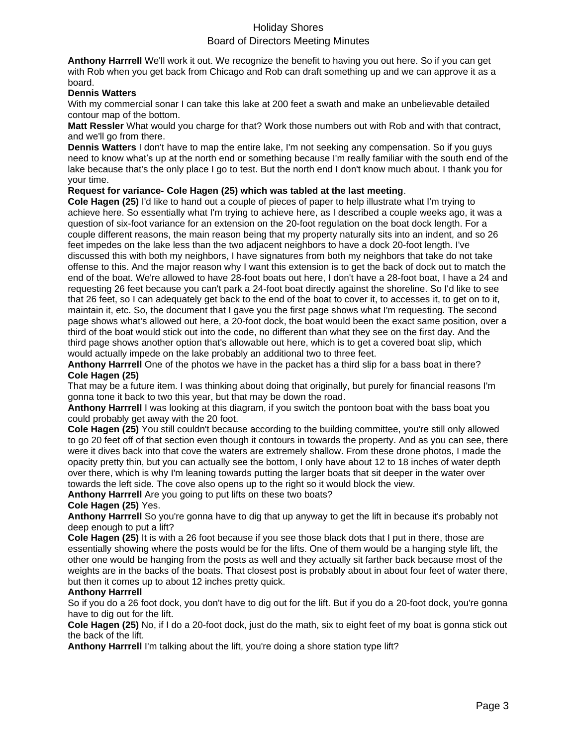**Anthony Harrrell** We'll work it out. We recognize the benefit to having you out here. So if you can get with Rob when you get back from Chicago and Rob can draft something up and we can approve it as a board.

**Dennis Watters**
With my commercial sonar I can take this lake at 200 feet a swath and make an unbelievable detailed contour map of the bottom.

**Matt Ressler** What would you charge for that? Work those numbers out with Rob and with that contract, and we'll go from there.

**Dennis Watters** I don't have to map the entire lake, I'm not seeking any compensation. So if you guys need to know what's up at the north end or something because I'm really familiar with the south end of the lake because that's the only place I go to test. But the north end I don't know much about. I thank you for your time.

**Request for variance- Cole Hagen (25) which was tabled at the last meeting**.

**Cole Hagen (25)** I'd like to hand out a couple of pieces of paper to help illustrate what I'm trying to achieve here. So essentially what I'm trying to achieve here, as I described a couple weeks ago, it was a question of six-foot variance for an extension on the 20-foot regulation on the boat dock length. For a couple different reasons, the main reason being that my property naturally sits into an indent, and so 26 feet impedes on the lake less than the two adjacent neighbors to have a dock 20-foot length. I've discussed this with both my neighbors, I have signatures from both my neighbors that take do not take offense to this. And the major reason why I want this extension is to get the back of dock out to match the end of the boat. We're allowed to have 28-foot boats out here, I don't have a 28-foot boat, I have a 24 and requesting 26 feet because you can't park a 24-foot boat directly against the shoreline. So I'd like to see that 26 feet, so I can adequately get back to the end of the boat to cover it, to accesses it, to get on to it, maintain it, etc. So, the document that I gave you the first page shows what I'm requesting. The second page shows what's allowed out here, a 20-foot dock, the boat would been the exact same position, over a third of the boat would stick out into the code, no different than what they see on the first day. And the third page shows another option that's allowable out here, which is to get a covered boat slip, which would actually impede on the lake probably an additional two to three feet.

**Anthony Harrrell** One of the photos we have in the packet has a third slip for a bass boat in there?

**Cole Hagen (25)**
That may be a future item. I was thinking about doing that originally, but purely for financial reasons I'm gonna tone it back to two this year, but that may be down the road.

**Anthony Harrrell** I was looking at this diagram, if you switch the pontoon boat with the bass boat you could probably get away with the 20 foot.

**Cole Hagen (25)** You still couldn't because according to the building committee, you're still only allowed to go 20 feet off of that section even though it contours in towards the property. And as you can see, there were it dives back into that cove the waters are extremely shallow. From these drone photos, I made the opacity pretty thin, but you can actually see the bottom, I only have about 12 to 18 inches of water depth over there, which is why I'm leaning towards putting the larger boats that sit deeper in the water over towards the left side. The cove also opens up to the right so it would block the view.

**Anthony Harrrell** Are you going to put lifts on these two boats?

**Cole Hagen (25)** Yes.

**Anthony Harrrell** So you're gonna have to dig that up anyway to get the lift in because it's probably not deep enough to put a lift?

**Cole Hagen (25)** It is with a 26 foot because if you see those black dots that I put in there, those are essentially showing where the posts would be for the lifts. One of them would be a hanging style lift, the other one would be hanging from the posts as well and they actually sit farther back because most of the weights are in the backs of the boats. That closest post is probably about in about four feet of water there, but then it comes up to about 12 inches pretty quick.

**Anthony Harrrell**
So if you do a 26 foot dock, you don't have to dig out for the lift. But if you do a 20-foot dock, you're gonna have to dig out for the lift.

**Cole Hagen (25)** No, if I do a 20-foot dock, just do the math, six to eight feet of my boat is gonna stick out the back of the lift.

**Anthony Harrrell** I'm talking about the lift, you're doing a shore station type lift?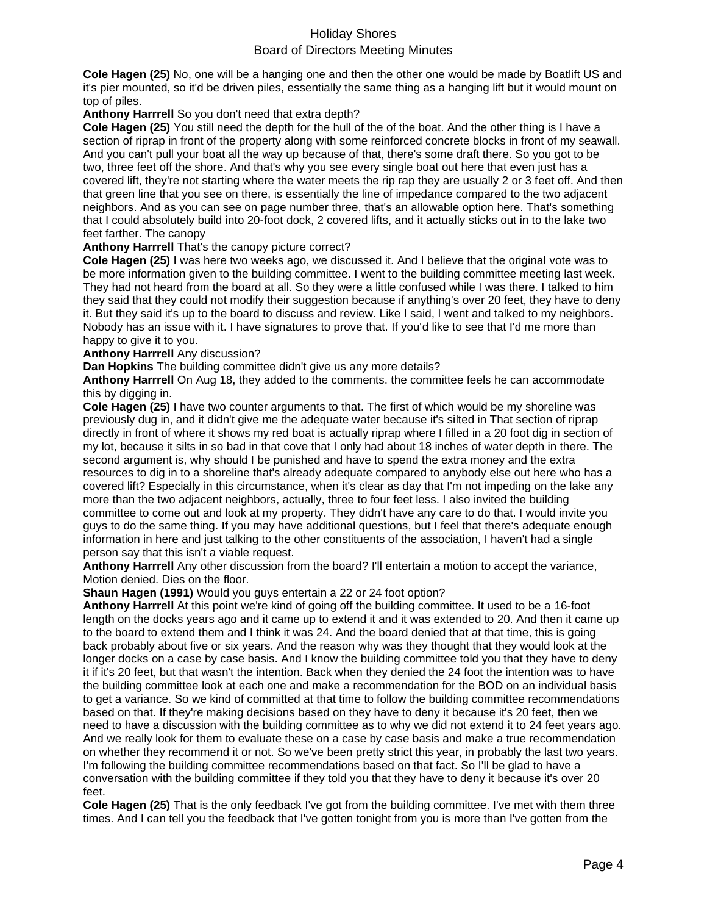**Cole Hagen (25)** No, one will be a hanging one and then the other one would be made by Boatlift US and it's pier mounted, so it'd be driven piles, essentially the same thing as a hanging lift but it would mount on top of piles.

**Anthony Harrrell** So you don't need that extra depth?

**Cole Hagen (25)** You still need the depth for the hull of the of the boat. And the other thing is I have a section of riprap in front of the property along with some reinforced concrete blocks in front of my seawall. And you can't pull your boat all the way up because of that, there's some draft there. So you got to be two, three feet off the shore. And that's why you see every single boat out here that even just has a covered lift, they're not starting where the water meets the rip rap they are usually 2 or 3 feet off. And then that green line that you see on there, is essentially the line of impedance compared to the two adjacent neighbors. And as you can see on page number three, that's an allowable option here. That's something that I could absolutely build into 20-foot dock, 2 covered lifts, and it actually sticks out in to the lake two feet farther. The canopy

**Anthony Harrrell** That's the canopy picture correct?

**Cole Hagen (25)** I was here two weeks ago, we discussed it. And I believe that the original vote was to be more information given to the building committee. I went to the building committee meeting last week. They had not heard from the board at all. So they were a little confused while I was there. I talked to him they said that they could not modify their suggestion because if anything's over 20 feet, they have to deny it. But they said it's up to the board to discuss and review. Like I said, I went and talked to my neighbors. Nobody has an issue with it. I have signatures to prove that. If you'd like to see that I'd me more than happy to give it to you.

**Anthony Harrrell** Any discussion?

**Dan Hopkins** The building committee didn't give us any more details?

**Anthony Harrrell** On Aug 18, they added to the comments. the committee feels he can accommodate this by digging in.

**Cole Hagen (25)** I have two counter arguments to that. The first of which would be my shoreline was previously dug in, and it didn't give me the adequate water because it's silted in That section of riprap directly in front of where it shows my red boat is actually riprap where I filled in a 20 foot dig in section of my lot, because it silts in so bad in that cove that I only had about 18 inches of water depth in there. The second argument is, why should I be punished and have to spend the extra money and the extra resources to dig in to a shoreline that's already adequate compared to anybody else out here who has a covered lift? Especially in this circumstance, when it's clear as day that I'm not impeding on the lake any more than the two adjacent neighbors, actually, three to four feet less. I also invited the building committee to come out and look at my property. They didn't have any care to do that. I would invite you guys to do the same thing. If you may have additional questions, but I feel that there's adequate enough information in here and just talking to the other constituents of the association, I haven't had a single person say that this isn't a viable request.

**Anthony Harrrell** Any other discussion from the board? I'll entertain a motion to accept the variance, Motion denied. Dies on the floor.

**Shaun Hagen (1991)** Would you guys entertain a 22 or 24 foot option?

**Anthony Harrrell** At this point we're kind of going off the building committee. It used to be a 16-foot length on the docks years ago and it came up to extend it and it was extended to 20. And then it came up to the board to extend them and I think it was 24. And the board denied that at that time, this is going back probably about five or six years. And the reason why was they thought that they would look at the longer docks on a case by case basis. And I know the building committee told you that they have to deny it if it's 20 feet, but that wasn't the intention. Back when they denied the 24 foot the intention was to have the building committee look at each one and make a recommendation for the BOD on an individual basis to get a variance. So we kind of committed at that time to follow the building committee recommendations based on that. If they're making decisions based on they have to deny it because it's 20 feet, then we need to have a discussion with the building committee as to why we did not extend it to 24 feet years ago. And we really look for them to evaluate these on a case by case basis and make a true recommendation on whether they recommend it or not. So we've been pretty strict this year, in probably the last two years. I'm following the building committee recommendations based on that fact. So I'll be glad to have a conversation with the building committee if they told you that they have to deny it because it's over 20 feet.

**Cole Hagen (25)** That is the only feedback I've got from the building committee. I've met with them three times. And I can tell you the feedback that I've gotten tonight from you is more than I've gotten from the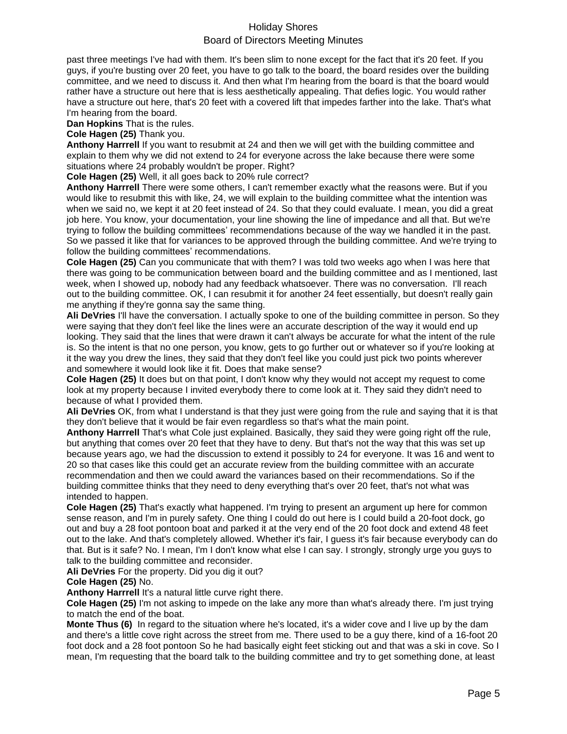past three meetings I've had with them. It's been slim to none except for the fact that it's 20 feet. If you guys, if you're busting over 20 feet, you have to go talk to the board, the board resides over the building committee, and we need to discuss it. And then what I'm hearing from the board is that the board would rather have a structure out here that is less aesthetically appealing. That defies logic. You would rather have a structure out here, that's 20 feet with a covered lift that impedes farther into the lake. That's what I'm hearing from the board.

**Dan Hopkins** That is the rules.

**Cole Hagen (25)** Thank you.

**Anthony Harrrell** If you want to resubmit at 24 and then we will get with the building committee and explain to them why we did not extend to 24 for everyone across the lake because there were some situations where 24 probably wouldn't be proper. Right?

**Cole Hagen (25)** Well, it all goes back to 20% rule correct?

**Anthony Harrrell** There were some others, I can't remember exactly what the reasons were. But if you would like to resubmit this with like, 24, we will explain to the building committee what the intention was when we said no, we kept it at 20 feet instead of 24. So that they could evaluate. I mean, you did a great job here. You know, your documentation, your line showing the line of impedance and all that. But we're trying to follow the building committees' recommendations because of the way we handled it in the past. So we passed it like that for variances to be approved through the building committee. And we're trying to follow the building committees' recommendations.

**Cole Hagen (25)** Can you communicate that with them? I was told two weeks ago when I was here that there was going to be communication between board and the building committee and as I mentioned, last week, when I showed up, nobody had any feedback whatsoever. There was no conversation. I'll reach out to the building committee. OK, I can resubmit it for another 24 feet essentially, but doesn't really gain me anything if they're gonna say the same thing.

**Ali DeVries** I'll have the conversation. I actually spoke to one of the building committee in person. So they were saying that they don't feel like the lines were an accurate description of the way it would end up looking. They said that the lines that were drawn it can't always be accurate for what the intent of the rule is. So the intent is that no one person, you know, gets to go further out or whatever so if you're looking at it the way you drew the lines, they said that they don't feel like you could just pick two points wherever and somewhere it would look like it fit. Does that make sense?

**Cole Hagen (25)** It does but on that point, I don't know why they would not accept my request to come look at my property because I invited everybody there to come look at it. They said they didn't need to because of what I provided them.

**Ali DeVries** OK, from what I understand is that they just were going from the rule and saying that it is that they don't believe that it would be fair even regardless so that's what the main point.

**Anthony Harrrell** That's what Cole just explained. Basically, they said they were going right off the rule, but anything that comes over 20 feet that they have to deny. But that's not the way that this was set up because years ago, we had the discussion to extend it possibly to 24 for everyone. It was 16 and went to 20 so that cases like this could get an accurate review from the building committee with an accurate recommendation and then we could award the variances based on their recommendations. So if the building committee thinks that they need to deny everything that's over 20 feet, that's not what was intended to happen.

**Cole Hagen (25)** That's exactly what happened. I'm trying to present an argument up here for common sense reason, and I'm in purely safety. One thing I could do out here is I could build a 20-foot dock, go out and buy a 28 foot pontoon boat and parked it at the very end of the 20 foot dock and extend 48 feet out to the lake. And that's completely allowed. Whether it's fair, I guess it's fair because everybody can do that. But is it safe? No. I mean, I'm I don't know what else I can say. I strongly, strongly urge you guys to talk to the building committee and reconsider.

**Ali DeVries** For the property. Did you dig it out?

**Cole Hagen (25)** No.

**Anthony Harrrell** It's a natural little curve right there.

**Cole Hagen (25)** I'm not asking to impede on the lake any more than what's already there. I'm just trying to match the end of the boat.

**Monte Thus (6)** In regard to the situation where he's located, it's a wider cove and I live up by the dam and there's a little cove right across the street from me. There used to be a guy there, kind of a 16-foot 20 foot dock and a 28 foot pontoon So he had basically eight feet sticking out and that was a ski in cove. So I mean, I'm requesting that the board talk to the building committee and try to get something done, at least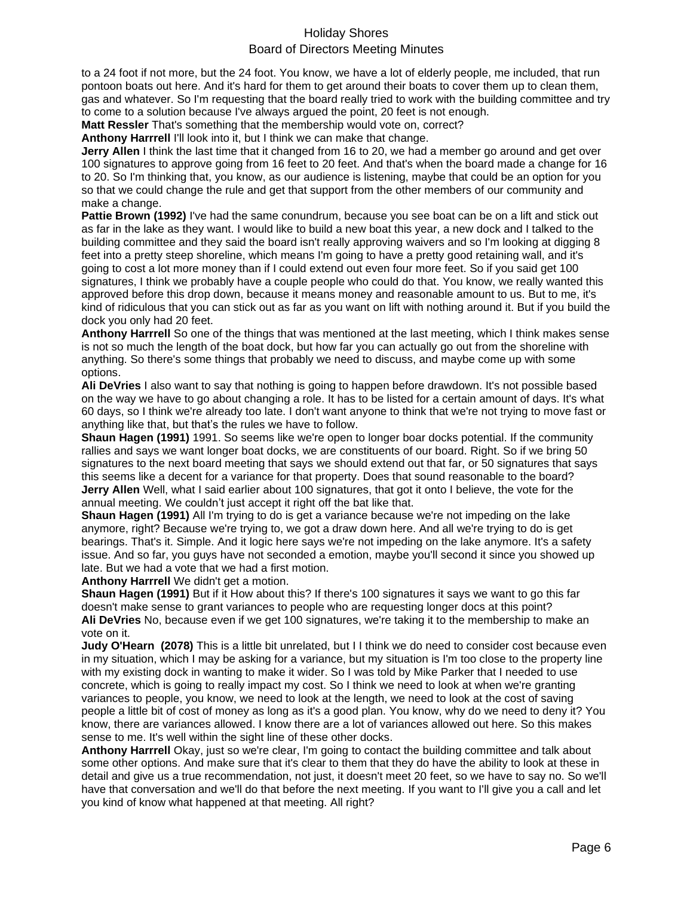to a 24 foot if not more, but the 24 foot. You know, we have a lot of elderly people, me included, that run pontoon boats out here. And it's hard for them to get around their boats to cover them up to clean them, gas and whatever. So I'm requesting that the board really tried to work with the building committee and try to come to a solution because I've always argued the point, 20 feet is not enough.

**Matt Ressler** That's something that the membership would vote on, correct?

**Anthony Harrrell** I'll look into it, but I think we can make that change.

**Jerry Allen** I think the last time that it changed from 16 to 20, we had a member go around and get over 100 signatures to approve going from 16 feet to 20 feet. And that's when the board made a change for 16 to 20. So I'm thinking that, you know, as our audience is listening, maybe that could be an option for you so that we could change the rule and get that support from the other members of our community and make a change.

**Pattie Brown (1992)** I've had the same conundrum, because you see boat can be on a lift and stick out as far in the lake as they want. I would like to build a new boat this year, a new dock and I talked to the building committee and they said the board isn't really approving waivers and so I'm looking at digging 8 feet into a pretty steep shoreline, which means I'm going to have a pretty good retaining wall, and it's going to cost a lot more money than if I could extend out even four more feet. So if you said get 100 signatures, I think we probably have a couple people who could do that. You know, we really wanted this approved before this drop down, because it means money and reasonable amount to us. But to me, it's kind of ridiculous that you can stick out as far as you want on lift with nothing around it. But if you build the dock you only had 20 feet.

**Anthony Harrrell** So one of the things that was mentioned at the last meeting, which I think makes sense is not so much the length of the boat dock, but how far you can actually go out from the shoreline with anything. So there's some things that probably we need to discuss, and maybe come up with some options.

**Ali DeVries** I also want to say that nothing is going to happen before drawdown. It's not possible based on the way we have to go about changing a role. It has to be listed for a certain amount of days. It's what 60 days, so I think we're already too late. I don't want anyone to think that we're not trying to move fast or anything like that, but that's the rules we have to follow.

**Shaun Hagen (1991)** 1991. So seems like we're open to longer boar docks potential. If the community rallies and says we want longer boat docks, we are constituents of our board. Right. So if we bring 50 signatures to the next board meeting that says we should extend out that far, or 50 signatures that says this seems like a decent for a variance for that property. Does that sound reasonable to the board?

**Jerry Allen** Well, what I said earlier about 100 signatures, that got it onto I believe, the vote for the annual meeting. We couldn't just accept it right off the bat like that.

**Shaun Hagen (1991)** All I'm trying to do is get a variance because we're not impeding on the lake anymore, right? Because we're trying to, we got a draw down here. And all we're trying to do is get bearings. That's it. Simple. And it logic here says we're not impeding on the lake anymore. It's a safety issue. And so far, you guys have not seconded a emotion, maybe you'll second it since you showed up late. But we had a vote that we had a first motion.

**Anthony Harrrell** We didn't get a motion.

**Shaun Hagen (1991)** But if it How about this? If there's 100 signatures it says we want to go this far doesn't make sense to grant variances to people who are requesting longer docs at this point?

**Ali DeVries** No, because even if we get 100 signatures, we're taking it to the membership to make an vote on it.

**Judy O'Hearn (2078)** This is a little bit unrelated, but I I think we do need to consider cost because even in my situation, which I may be asking for a variance, but my situation is I'm too close to the property line with my existing dock in wanting to make it wider. So I was told by Mike Parker that I needed to use concrete, which is going to really impact my cost. So I think we need to look at when we're granting variances to people, you know, we need to look at the length, we need to look at the cost of saving people a little bit of cost of money as long as it's a good plan. You know, why do we need to deny it? You know, there are variances allowed. I know there are a lot of variances allowed out here. So this makes sense to me. It's well within the sight line of these other docks.

**Anthony Harrrell** Okay, just so we're clear, I'm going to contact the building committee and talk about some other options. And make sure that it's clear to them that they do have the ability to look at these in detail and give us a true recommendation, not just, it doesn't meet 20 feet, so we have to say no. So we'll have that conversation and we'll do that before the next meeting. If you want to I'll give you a call and let you kind of know what happened at that meeting. All right?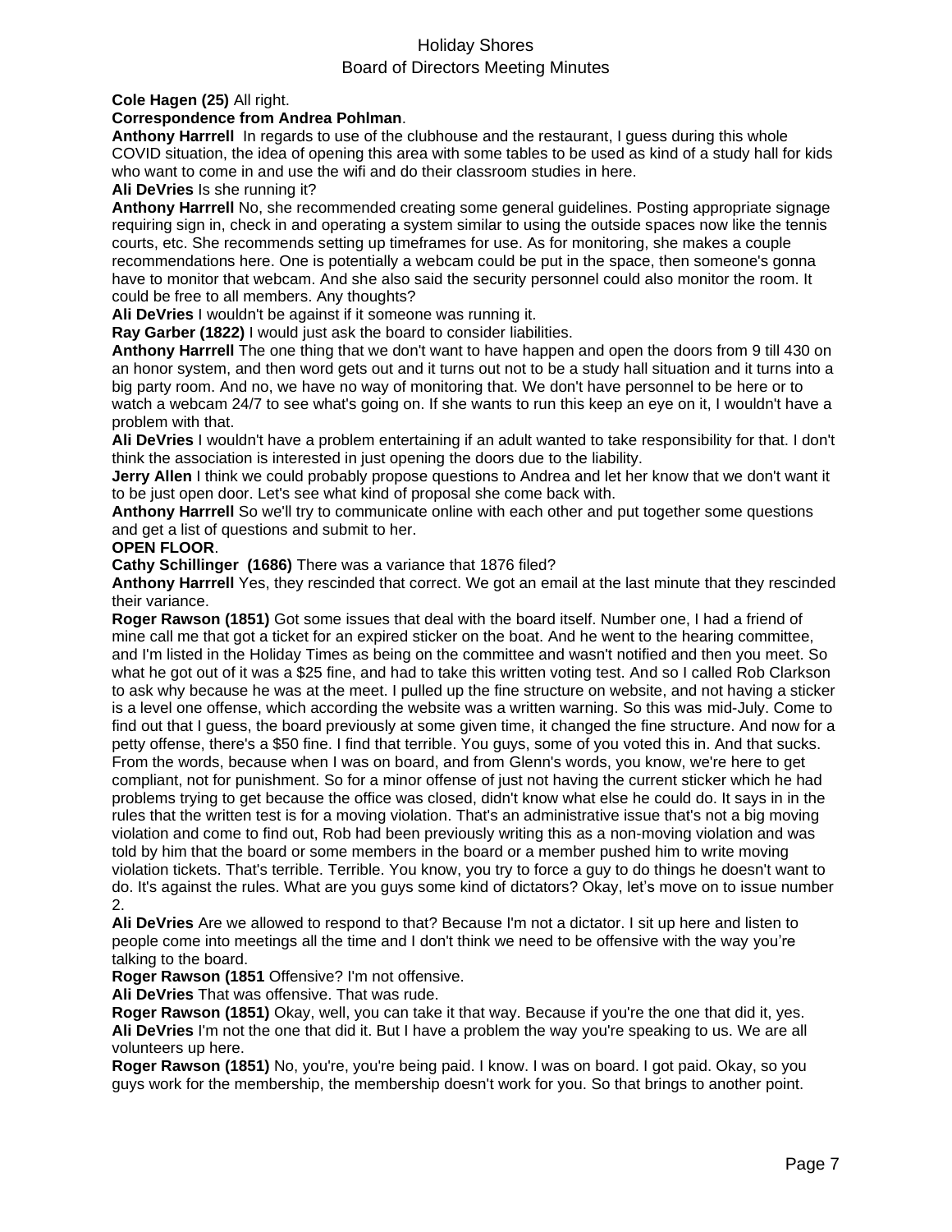**Cole Hagen (25)** All right.

**Correspondence from Andrea Pohlman**.

**Anthony Harrrell** In regards to use of the clubhouse and the restaurant, I guess during this whole COVID situation, the idea of opening this area with some tables to be used as kind of a study hall for kids who want to come in and use the wifi and do their classroom studies in here.

**Ali DeVries** Is she running it?

**Anthony Harrrell** No, she recommended creating some general guidelines. Posting appropriate signage requiring sign in, check in and operating a system similar to using the outside spaces now like the tennis courts, etc. She recommends setting up timeframes for use. As for monitoring, she makes a couple recommendations here. One is potentially a webcam could be put in the space, then someone's gonna have to monitor that webcam. And she also said the security personnel could also monitor the room. It could be free to all members. Any thoughts?

**Ali DeVries** I wouldn't be against if it someone was running it.

**Ray Garber (1822)** I would just ask the board to consider liabilities.

**Anthony Harrrell** The one thing that we don't want to have happen and open the doors from 9 till 430 on an honor system, and then word gets out and it turns out not to be a study hall situation and it turns into a big party room. And no, we have no way of monitoring that. We don't have personnel to be here or to watch a webcam 24/7 to see what's going on. If she wants to run this keep an eye on it, I wouldn't have a problem with that.

**Ali DeVries** I wouldn't have a problem entertaining if an adult wanted to take responsibility for that. I don't think the association is interested in just opening the doors due to the liability.

**Jerry Allen** I think we could probably propose questions to Andrea and let her know that we don't want it to be just open door. Let's see what kind of proposal she come back with.

**Anthony Harrrell** So we'll try to communicate online with each other and put together some questions and get a list of questions and submit to her.

**OPEN FLOOR**.

**Cathy Schillinger (1686)** There was a variance that 1876 filed?

**Anthony Harrrell** Yes, they rescinded that correct. We got an email at the last minute that they rescinded their variance.

**Roger Rawson (1851)** Got some issues that deal with the board itself. Number one, I had a friend of mine call me that got a ticket for an expired sticker on the boat. And he went to the hearing committee, and I'm listed in the Holiday Times as being on the committee and wasn't notified and then you meet. So what he got out of it was a $25 fine, and had to take this written voting test. And so I called Rob Clarkson to ask why because he was at the meet. I pulled up the fine structure on website, and not having a sticker is a level one offense, which according the website was a written warning. So this was mid-July. Come to find out that I guess, the board previously at some given time, it changed the fine structure. And now for a petty offense, there's a $50 fine. I find that terrible. You guys, some of you voted this in. And that sucks. From the words, because when I was on board, and from Glenn's words, you know, we're here to get compliant, not for punishment. So for a minor offense of just not having the current sticker which he had problems trying to get because the office was closed, didn't know what else he could do. It says in in the rules that the written test is for a moving violation. That's an administrative issue that's not a big moving violation and come to find out, Rob had been previously writing this as a non-moving violation and was told by him that the board or some members in the board or a member pushed him to write moving violation tickets. That's terrible. Terrible. You know, you try to force a guy to do things he doesn't want to do. It's against the rules. What are you guys some kind of dictators? Okay, let's move on to issue number 2.

**Ali DeVries** Are we allowed to respond to that? Because I'm not a dictator. I sit up here and listen to people come into meetings all the time and I don't think we need to be offensive with the way you're talking to the board.

**Roger Rawson (1851** Offensive? I'm not offensive.

**Ali DeVries** That was offensive. That was rude.

**Roger Rawson (1851)** Okay, well, you can take it that way. Because if you're the one that did it, yes.

**Ali DeVries** I'm not the one that did it. But I have a problem the way you're speaking to us. We are all volunteers up here.

**Roger Rawson (1851)** No, you're, you're being paid. I know. I was on board. I got paid. Okay, so you guys work for the membership, the membership doesn't work for you. So that brings to another point.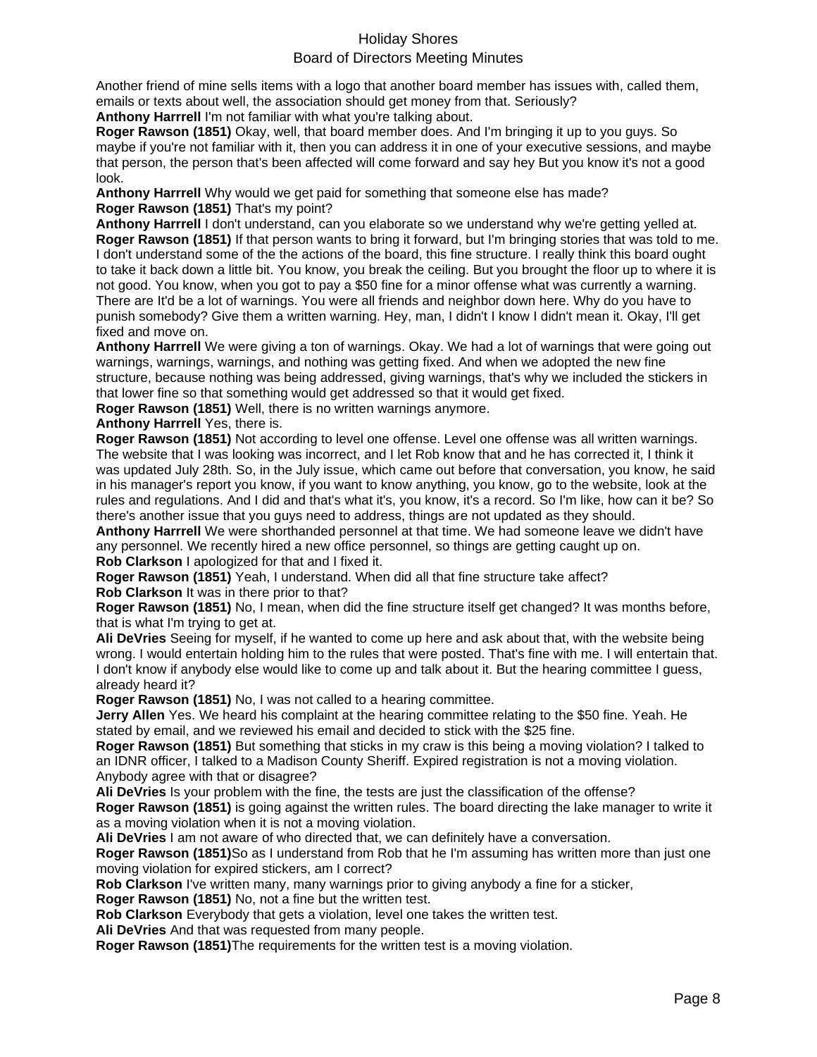Another friend of mine sells items with a logo that another board member has issues with, called them, emails or texts about well, the association should get money from that. Seriously?

**Anthony Harrrell** I'm not familiar with what you're talking about.

**Roger Rawson (1851)** Okay, well, that board member does. And I'm bringing it up to you guys. So maybe if you're not familiar with it, then you can address it in one of your executive sessions, and maybe that person, the person that's been affected will come forward and say hey But you know it's not a good look.

**Anthony Harrrell** Why would we get paid for something that someone else has made?

**Roger Rawson (1851)** That's my point?

**Anthony Harrrell** I don't understand, can you elaborate so we understand why we're getting yelled at.

**Roger Rawson (1851)** If that person wants to bring it forward, but I'm bringing stories that was told to me. I don't understand some of the the actions of the board, this fine structure. I really think this board ought to take it back down a little bit. You know, you break the ceiling. But you brought the floor up to where it is not good. You know, when you got to pay a $50 fine for a minor offense what was currently a warning. There are It'd be a lot of warnings. You were all friends and neighbor down here. Why do you have to punish somebody? Give them a written warning. Hey, man, I didn't I know I didn't mean it. Okay, I'll get fixed and move on.

**Anthony Harrrell** We were giving a ton of warnings. Okay. We had a lot of warnings that were going out warnings, warnings, warnings, and nothing was getting fixed. And when we adopted the new fine structure, because nothing was being addressed, giving warnings, that's why we included the stickers in that lower fine so that something would get addressed so that it would get fixed.

**Roger Rawson (1851)** Well, there is no written warnings anymore.

**Anthony Harrrell** Yes, there is.

**Roger Rawson (1851)** Not according to level one offense. Level one offense was all written warnings. The website that I was looking was incorrect, and I let Rob know that and he has corrected it, I think it was updated July 28th. So, in the July issue, which came out before that conversation, you know, he said in his manager's report you know, if you want to know anything, you know, go to the website, look at the rules and regulations. And I did and that's what it's, you know, it's a record. So I'm like, how can it be? So there's another issue that you guys need to address, things are not updated as they should.

**Anthony Harrrell** We were shorthanded personnel at that time. We had someone leave we didn't have any personnel. We recently hired a new office personnel, so things are getting caught up on.

**Rob Clarkson** I apologized for that and I fixed it.

**Roger Rawson (1851)** Yeah, I understand. When did all that fine structure take affect?

**Rob Clarkson** It was in there prior to that?

**Roger Rawson (1851)** No, I mean, when did the fine structure itself get changed? It was months before, that is what I'm trying to get at.

**Ali DeVries** Seeing for myself, if he wanted to come up here and ask about that, with the website being wrong. I would entertain holding him to the rules that were posted. That's fine with me. I will entertain that. I don't know if anybody else would like to come up and talk about it. But the hearing committee I guess, already heard it?

**Roger Rawson (1851)** No, I was not called to a hearing committee.

**Jerry Allen** Yes. We heard his complaint at the hearing committee relating to the $50 fine. Yeah. He stated by email, and we reviewed his email and decided to stick with the $25 fine.

**Roger Rawson (1851)** But something that sticks in my craw is this being a moving violation? I talked to an IDNR officer, I talked to a Madison County Sheriff. Expired registration is not a moving violation. Anybody agree with that or disagree?

**Ali DeVries** Is your problem with the fine, the tests are just the classification of the offense?

**Roger Rawson (1851)** is going against the written rules. The board directing the lake manager to write it as a moving violation when it is not a moving violation.

**Ali DeVries** I am not aware of who directed that, we can definitely have a conversation.

**Roger Rawson (1851)**So as I understand from Rob that he I'm assuming has written more than just one moving violation for expired stickers, am I correct?

**Rob Clarkson** I've written many, many warnings prior to giving anybody a fine for a sticker,

**Roger Rawson (1851)** No, not a fine but the written test.

**Rob Clarkson** Everybody that gets a violation, level one takes the written test.

**Ali DeVries** And that was requested from many people.

**Roger Rawson (1851)**The requirements for the written test is a moving violation.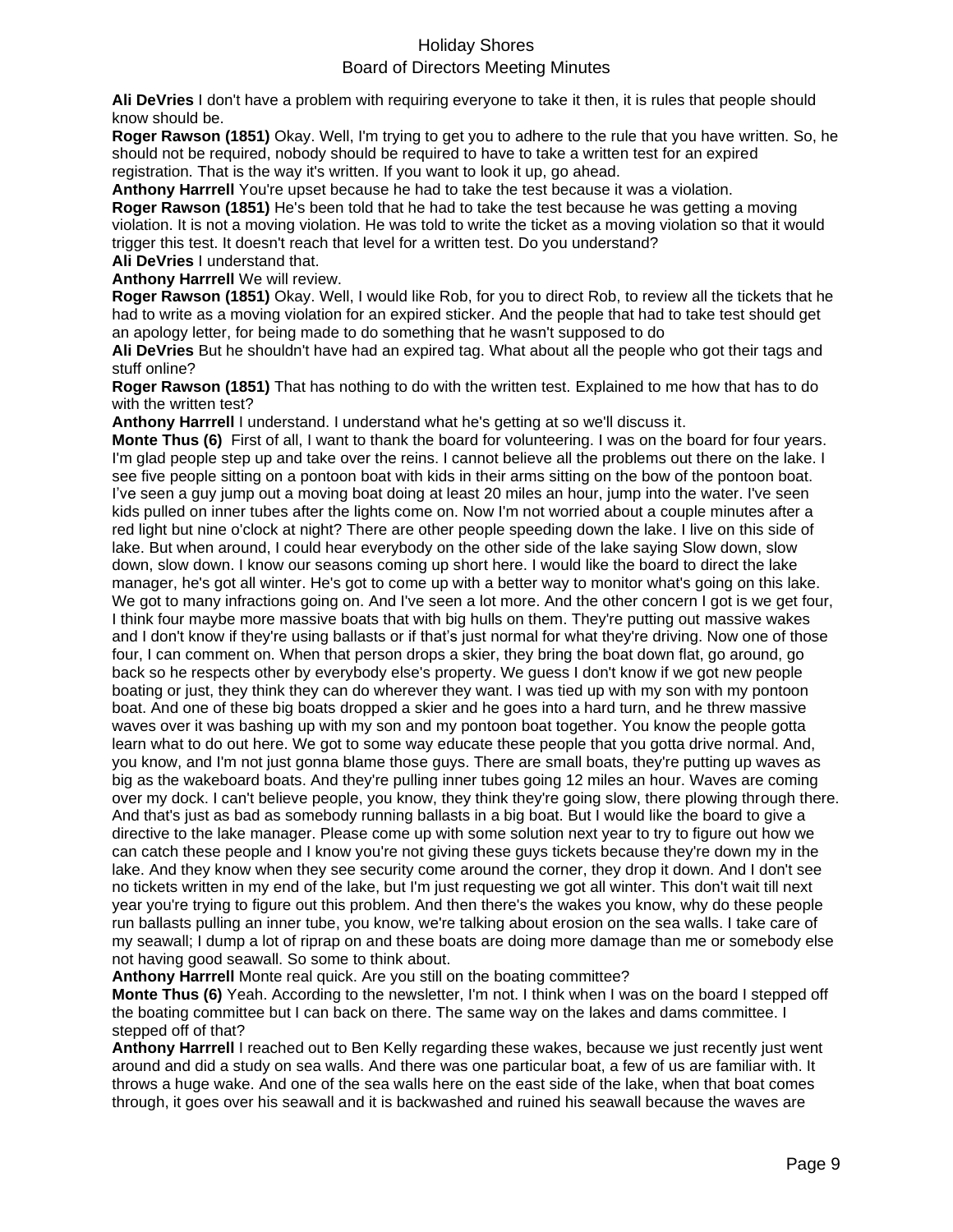**Ali DeVries** I don't have a problem with requiring everyone to take it then, it is rules that people should know should be.

**Roger Rawson (1851)** Okay. Well, I'm trying to get you to adhere to the rule that you have written. So, he should not be required, nobody should be required to have to take a written test for an expired registration. That is the way it's written. If you want to look it up, go ahead.

**Anthony Harrrell** You're upset because he had to take the test because it was a violation.

**Roger Rawson (1851)** He's been told that he had to take the test because he was getting a moving violation. It is not a moving violation. He was told to write the ticket as a moving violation so that it would trigger this test. It doesn't reach that level for a written test. Do you understand?

**Ali DeVries** I understand that.

**Anthony Harrrell** We will review.

**Roger Rawson (1851)** Okay. Well, I would like Rob, for you to direct Rob, to review all the tickets that he had to write as a moving violation for an expired sticker. And the people that had to take test should get an apology letter, for being made to do something that he wasn't supposed to do

**Ali DeVries** But he shouldn't have had an expired tag. What about all the people who got their tags and stuff online?

**Roger Rawson (1851)** That has nothing to do with the written test. Explained to me how that has to do with the written test?

**Anthony Harrrell** I understand. I understand what he's getting at so we'll discuss it.

**Monte Thus (6)** First of all, I want to thank the board for volunteering. I was on the board for four years. I'm glad people step up and take over the reins. I cannot believe all the problems out there on the lake. I see five people sitting on a pontoon boat with kids in their arms sitting on the bow of the pontoon boat. I've seen a guy jump out a moving boat doing at least 20 miles an hour, jump into the water. I've seen kids pulled on inner tubes after the lights come on. Now I'm not worried about a couple minutes after a red light but nine o'clock at night? There are other people speeding down the lake. I live on this side of lake. But when around, I could hear everybody on the other side of the lake saying Slow down, slow down, slow down. I know our seasons coming up short here. I would like the board to direct the lake manager, he's got all winter. He's got to come up with a better way to monitor what's going on this lake. We got to many infractions going on. And I've seen a lot more. And the other concern I got is we get four, I think four maybe more massive boats that with big hulls on them. They're putting out massive wakes and I don't know if they're using ballasts or if that's just normal for what they're driving. Now one of those four, I can comment on. When that person drops a skier, they bring the boat down flat, go around, go back so he respects other by everybody else's property. We guess I don't know if we got new people boating or just, they think they can do wherever they want. I was tied up with my son with my pontoon boat. And one of these big boats dropped a skier and he goes into a hard turn, and he threw massive waves over it was bashing up with my son and my pontoon boat together. You know the people gotta learn what to do out here. We got to some way educate these people that you gotta drive normal. And, you know, and I'm not just gonna blame those guys. There are small boats, they're putting up waves as big as the wakeboard boats. And they're pulling inner tubes going 12 miles an hour. Waves are coming over my dock. I can't believe people, you know, they think they're going slow, there plowing through there. And that's just as bad as somebody running ballasts in a big boat. But I would like the board to give a directive to the lake manager. Please come up with some solution next year to try to figure out how we can catch these people and I know you're not giving these guys tickets because they're down my in the lake. And they know when they see security come around the corner, they drop it down. And I don't see no tickets written in my end of the lake, but I'm just requesting we got all winter. This don't wait till next year you're trying to figure out this problem. And then there's the wakes you know, why do these people run ballasts pulling an inner tube, you know, we're talking about erosion on the sea walls. I take care of my seawall; I dump a lot of riprap on and these boats are doing more damage than me or somebody else not having good seawall. So some to think about.

**Anthony Harrrell** Monte real quick. Are you still on the boating committee?

**Monte Thus (6)** Yeah. According to the newsletter, I'm not. I think when I was on the board I stepped off the boating committee but I can back on there. The same way on the lakes and dams committee. I stepped off of that?

**Anthony Harrrell** I reached out to Ben Kelly regarding these wakes, because we just recently just went around and did a study on sea walls. And there was one particular boat, a few of us are familiar with. It throws a huge wake. And one of the sea walls here on the east side of the lake, when that boat comes through, it goes over his seawall and it is backwashed and ruined his seawall because the waves are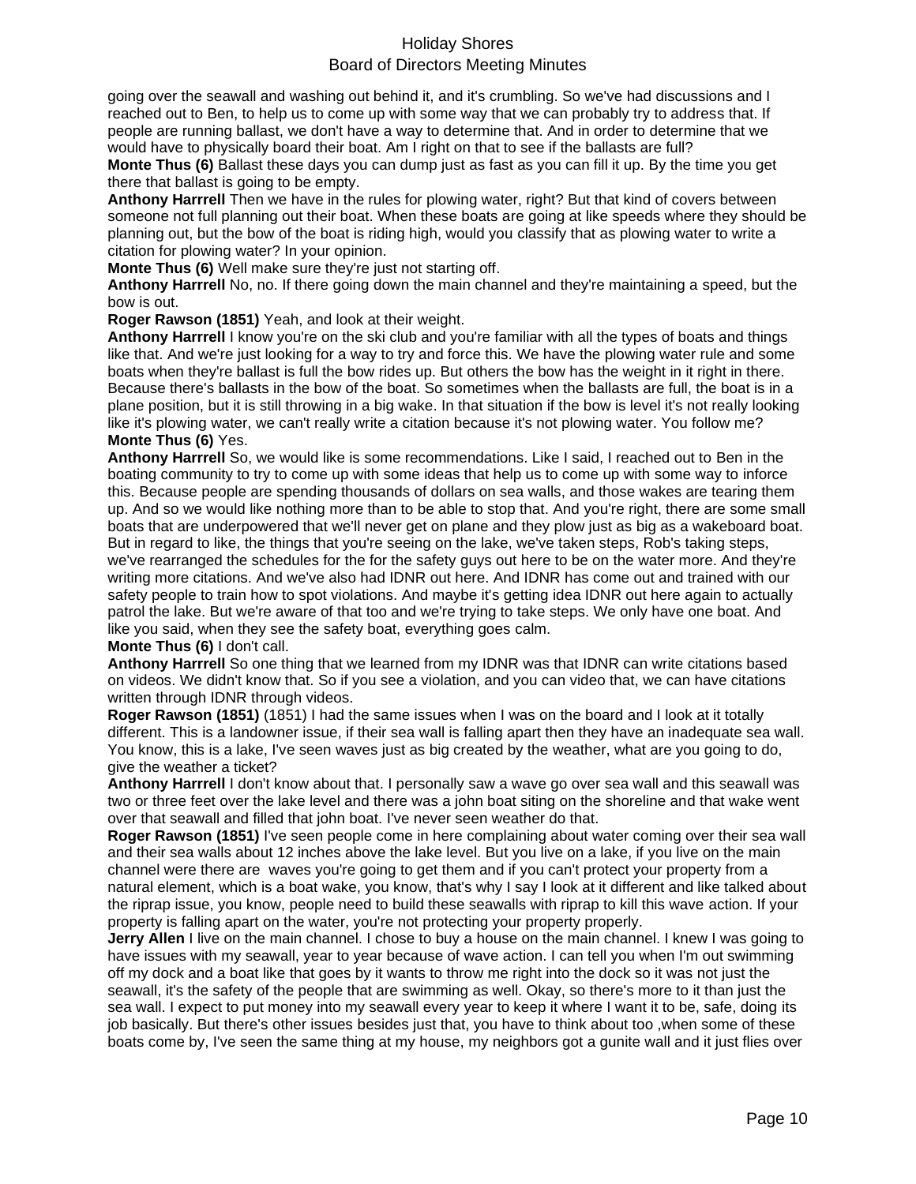going over the seawall and washing out behind it, and it's crumbling. So we've had discussions and I reached out to Ben, to help us to come up with some way that we can probably try to address that. If people are running ballast, we don't have a way to determine that. And in order to determine that we would have to physically board their boat. Am I right on that to see if the ballasts are full?

**Monte Thus (6)** Ballast these days you can dump just as fast as you can fill it up. By the time you get there that ballast is going to be empty.

**Anthony Harrrell** Then we have in the rules for plowing water, right? But that kind of covers between someone not full planning out their boat. When these boats are going at like speeds where they should be planning out, but the bow of the boat is riding high, would you classify that as plowing water to write a citation for plowing water? In your opinion.

**Monte Thus (6)** Well make sure they're just not starting off.

**Anthony Harrrell** No, no. If there going down the main channel and they're maintaining a speed, but the bow is out.

**Roger Rawson (1851)** Yeah, and look at their weight.

**Anthony Harrrell** I know you're on the ski club and you're familiar with all the types of boats and things like that. And we're just looking for a way to try and force this. We have the plowing water rule and some boats when they're ballast is full the bow rides up. But others the bow has the weight in it right in there. Because there's ballasts in the bow of the boat. So sometimes when the ballasts are full, the boat is in a plane position, but it is still throwing in a big wake. In that situation if the bow is level it's not really looking like it's plowing water, we can't really write a citation because it's not plowing water. You follow me?

**Monte Thus (6)** Yes.

**Anthony Harrrell** So, we would like is some recommendations. Like I said, I reached out to Ben in the boating community to try to come up with some ideas that help us to come up with some way to inforce this. Because people are spending thousands of dollars on sea walls, and those wakes are tearing them up. And so we would like nothing more than to be able to stop that. And you're right, there are some small boats that are underpowered that we'll never get on plane and they plow just as big as a wakeboard boat. But in regard to like, the things that you're seeing on the lake, we've taken steps, Rob's taking steps, we've rearranged the schedules for the for the safety guys out here to be on the water more. And they're writing more citations. And we've also had IDNR out here. And IDNR has come out and trained with our safety people to train how to spot violations. And maybe it's getting idea IDNR out here again to actually patrol the lake. But we're aware of that too and we're trying to take steps. We only have one boat. And like you said, when they see the safety boat, everything goes calm.

**Monte Thus (6)** I don't call.

**Anthony Harrrell** So one thing that we learned from my IDNR was that IDNR can write citations based on videos. We didn't know that. So if you see a violation, and you can video that, we can have citations written through IDNR through videos.

**Roger Rawson (1851)** (1851) I had the same issues when I was on the board and I look at it totally different. This is a landowner issue, if their sea wall is falling apart then they have an inadequate sea wall. You know, this is a lake, I've seen waves just as big created by the weather, what are you going to do, give the weather a ticket?

**Anthony Harrrell** I don't know about that. I personally saw a wave go over sea wall and this seawall was two or three feet over the lake level and there was a john boat siting on the shoreline and that wake went over that seawall and filled that john boat. I've never seen weather do that.

**Roger Rawson (1851)** I've seen people come in here complaining about water coming over their sea wall and their sea walls about 12 inches above the lake level. But you live on a lake, if you live on the main channel were there are waves you're going to get them and if you can't protect your property from a natural element, which is a boat wake, you know, that's why I say I look at it different and like talked about the riprap issue, you know, people need to build these seawalls with riprap to kill this wave action. If your property is falling apart on the water, you're not protecting your property properly.

**Jerry Allen** I live on the main channel. I chose to buy a house on the main channel. I knew I was going to have issues with my seawall, year to year because of wave action. I can tell you when I'm out swimming off my dock and a boat like that goes by it wants to throw me right into the dock so it was not just the seawall, it's the safety of the people that are swimming as well. Okay, so there's more to it than just the sea wall. I expect to put money into my seawall every year to keep it where I want it to be, safe, doing its job basically. But there's other issues besides just that, you have to think about too ,when some of these boats come by, I've seen the same thing at my house, my neighbors got a gunite wall and it just flies over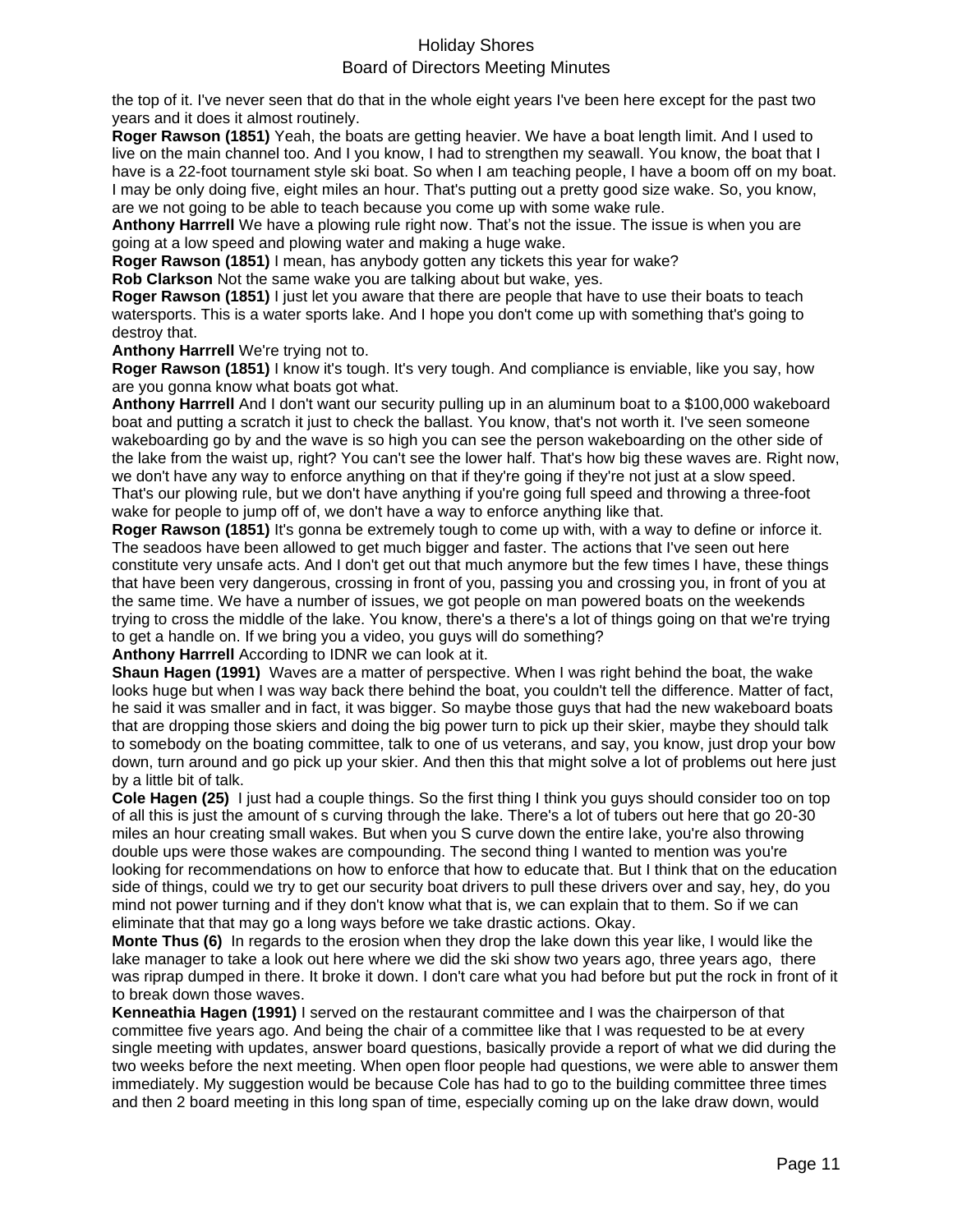the top of it. I've never seen that do that in the whole eight years I've been here except for the past two years and it does it almost routinely.

**Roger Rawson (1851)** Yeah, the boats are getting heavier. We have a boat length limit. And I used to live on the main channel too. And I you know, I had to strengthen my seawall. You know, the boat that I have is a 22-foot tournament style ski boat. So when I am teaching people, I have a boom off on my boat. I may be only doing five, eight miles an hour. That's putting out a pretty good size wake. So, you know, are we not going to be able to teach because you come up with some wake rule.

**Anthony Harrrell** We have a plowing rule right now. That's not the issue. The issue is when you are going at a low speed and plowing water and making a huge wake.

**Roger Rawson (1851)** I mean, has anybody gotten any tickets this year for wake?

**Rob Clarkson** Not the same wake you are talking about but wake, yes.

**Roger Rawson (1851)** I just let you aware that there are people that have to use their boats to teach watersports. This is a water sports lake. And I hope you don't come up with something that's going to destroy that.

**Anthony Harrrell** We're trying not to.

**Roger Rawson (1851)** I know it's tough. It's very tough. And compliance is enviable, like you say, how are you gonna know what boats got what.

**Anthony Harrrell** And I don't want our security pulling up in an aluminum boat to a $100,000 wakeboard boat and putting a scratch it just to check the ballast. You know, that's not worth it. I've seen someone wakeboarding go by and the wave is so high you can see the person wakeboarding on the other side of the lake from the waist up, right? You can't see the lower half. That's how big these waves are. Right now, we don't have any way to enforce anything on that if they're going if they're not just at a slow speed. That's our plowing rule, but we don't have anything if you're going full speed and throwing a three-foot wake for people to jump off of, we don't have a way to enforce anything like that.

**Roger Rawson (1851)** It's gonna be extremely tough to come up with, with a way to define or inforce it. The seadoos have been allowed to get much bigger and faster. The actions that I've seen out here constitute very unsafe acts. And I don't get out that much anymore but the few times I have, these things that have been very dangerous, crossing in front of you, passing you and crossing you, in front of you at the same time. We have a number of issues, we got people on man powered boats on the weekends trying to cross the middle of the lake. You know, there's a there's a lot of things going on that we're trying to get a handle on. If we bring you a video, you guys will do something?

**Anthony Harrrell** According to IDNR we can look at it.

**Shaun Hagen (1991)** Waves are a matter of perspective. When I was right behind the boat, the wake looks huge but when I was way back there behind the boat, you couldn't tell the difference. Matter of fact, he said it was smaller and in fact, it was bigger. So maybe those guys that had the new wakeboard boats that are dropping those skiers and doing the big power turn to pick up their skier, maybe they should talk to somebody on the boating committee, talk to one of us veterans, and say, you know, just drop your bow down, turn around and go pick up your skier. And then this that might solve a lot of problems out here just by a little bit of talk.

**Cole Hagen (25)** I just had a couple things. So the first thing I think you guys should consider too on top of all this is just the amount of s curving through the lake. There's a lot of tubers out here that go 20-30 miles an hour creating small wakes. But when you S curve down the entire lake, you're also throwing double ups were those wakes are compounding. The second thing I wanted to mention was you're looking for recommendations on how to enforce that how to educate that. But I think that on the education side of things, could we try to get our security boat drivers to pull these drivers over and say, hey, do you mind not power turning and if they don't know what that is, we can explain that to them. So if we can eliminate that that may go a long ways before we take drastic actions. Okay.

**Monte Thus (6)** In regards to the erosion when they drop the lake down this year like, I would like the lake manager to take a look out here where we did the ski show two years ago, three years ago, there was riprap dumped in there. It broke it down. I don't care what you had before but put the rock in front of it to break down those waves.

**Kenneathia Hagen (1991)** I served on the restaurant committee and I was the chairperson of that committee five years ago. And being the chair of a committee like that I was requested to be at every single meeting with updates, answer board questions, basically provide a report of what we did during the two weeks before the next meeting. When open floor people had questions, we were able to answer them immediately. My suggestion would be because Cole has had to go to the building committee three times and then 2 board meeting in this long span of time, especially coming up on the lake draw down, would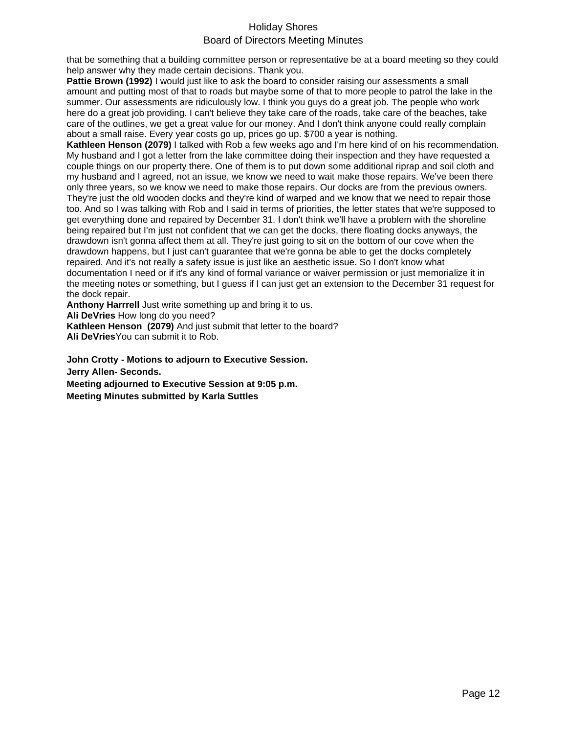that be something that a building committee person or representative be at a board meeting so they could help answer why they made certain decisions. Thank you.

**Pattie Brown (1992)** I would just like to ask the board to consider raising our assessments a small amount and putting most of that to roads but maybe some of that to more people to patrol the lake in the summer. Our assessments are ridiculously low. I think you guys do a great job. The people who work here do a great job providing. I can't believe they take care of the roads, take care of the beaches, take care of the outlines, we get a great value for our money. And I don't think anyone could really complain about a small raise. Every year costs go up, prices go up. $700 a year is nothing.

**Kathleen Henson (2079)** I talked with Rob a few weeks ago and I'm here kind of on his recommendation. My husband and I got a letter from the lake committee doing their inspection and they have requested a couple things on our property there. One of them is to put down some additional riprap and soil cloth and my husband and I agreed, not an issue, we know we need to wait make those repairs. We've been there only three years, so we know we need to make those repairs. Our docks are from the previous owners. They're just the old wooden docks and they're kind of warped and we know that we need to repair those too. And so I was talking with Rob and I said in terms of priorities, the letter states that we're supposed to get everything done and repaired by December 31. I don't think we'll have a problem with the shoreline being repaired but I'm just not confident that we can get the docks, there floating docks anyways, the drawdown isn't gonna affect them at all. They're just going to sit on the bottom of our cove when the drawdown happens, but I just can't guarantee that we're gonna be able to get the docks completely repaired. And it's not really a safety issue is just like an aesthetic issue. So I don't know what documentation I need or if it's any kind of formal variance or waiver permission or just memorialize it in the meeting notes or something, but I guess if I can just get an extension to the December 31 request for the dock repair.

**Anthony Harrrell** Just write something up and bring it to us.

**Ali DeVries** How long do you need?

**Kathleen Henson (2079)** And just submit that letter to the board?

**Ali DeVries** You can submit it to Rob.

**John Crotty - Motions to adjourn to Executive Session.**

**Jerry Allen- Seconds.**

**Meeting adjourned to Executive Session at 9:05 p.m.**

**Meeting Minutes submitted by Karla Suttles**